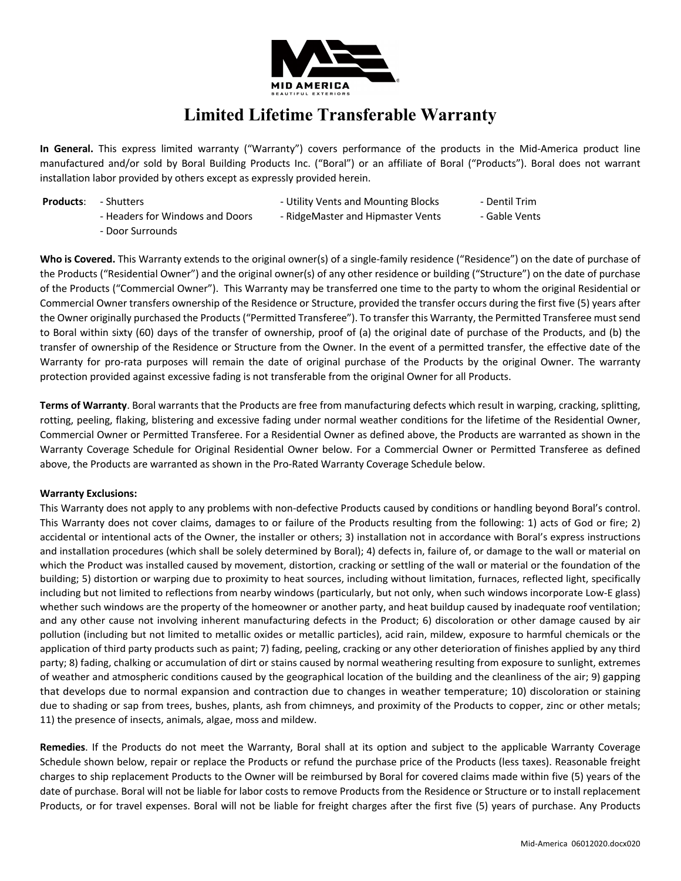# Limited Lifetime Transferable Warranty

**In General.** This express limited warranty ("Warranty") covers performance of the products in the Mid-America product line manufactured and/or sold by Boral Building Products Inc. ("Boral") or an affiliate of Boral ("Products"). Boral does not warrant installation labor provided by others except as expressly provided herein.

**Products**:
- Shutters
- Headers for Windows and Doors
- Door Surrounds
- Utility Vents and Mounting Blocks
- RidgeMaster and Hipmaster Vents
- Dentil Trim
- Gable Vents

**Who is Covered.** This Warranty extends to the original owner(s) of a single-family residence ("Residence") on the date of purchase of the Products ("Residential Owner") and the original owner(s) of any other residence or building ("Structure") on the date of purchase of the Products ("Commercial Owner"). This Warranty may be transferred one time to the party to whom the original Residential or Commercial Owner transfers ownership of the Residence or Structure, provided the transfer occurs during the first five (5) years after the Owner originally purchased the Products ("Permitted Transferee"). To transfer this Warranty, the Permitted Transferee must send to Boral within sixty (60) days of the transfer of ownership, proof of (a) the original date of purchase of the Products, and (b) the transfer of ownership of the Residence or Structure from the Owner. In the event of a permitted transfer, the effective date of the Warranty for pro-rata purposes will remain the date of original purchase of the Products by the original Owner. The warranty protection provided against excessive fading is not transferable from the original Owner for all Products.

**Terms of Warranty**. Boral warrants that the Products are free from manufacturing defects which result in warping, cracking, splitting, rotting, peeling, flaking, blistering and excessive fading under normal weather conditions for the lifetime of the Residential Owner, Commercial Owner or Permitted Transferee. For a Residential Owner as defined above, the Products are warranted as shown in the Warranty Coverage Schedule for Original Residential Owner below. For a Commercial Owner or Permitted Transferee as defined above, the Products are warranted as shown in the Pro-Rated Warranty Coverage Schedule below.

**Warranty Exclusions:**

This Warranty does not apply to any problems with non-defective Products caused by conditions or handling beyond Boral's control. This Warranty does not cover claims, damages to or failure of the Products resulting from the following: 1) acts of God or fire; 2) accidental or intentional acts of the Owner, the installer or others; 3) installation not in accordance with Boral's express instructions and installation procedures (which shall be solely determined by Boral); 4) defects in, failure of, or damage to the wall or material on which the Product was installed caused by movement, distortion, cracking or settling of the wall or material or the foundation of the building; 5) distortion or warping due to proximity to heat sources, including without limitation, furnaces, reflected light, specifically including but not limited to reflections from nearby windows (particularly, but not only, when such windows incorporate Low-E glass) whether such windows are the property of the homeowner or another party, and heat buildup caused by inadequate roof ventilation; and any other cause not involving inherent manufacturing defects in the Product; 6) discoloration or other damage caused by air pollution (including but not limited to metallic oxides or metallic particles), acid rain, mildew, exposure to harmful chemicals or the application of third party products such as paint; 7) fading, peeling, cracking or any other deterioration of finishes applied by any third party; 8) fading, chalking or accumulation of dirt or stains caused by normal weathering resulting from exposure to sunlight, extremes of weather and atmospheric conditions caused by the geographical location of the building and the cleanliness of the air; 9) gapping that develops due to normal expansion and contraction due to changes in weather temperature; 10) discoloration or staining due to shading or sap from trees, bushes, plants, ash from chimneys, and proximity of the Products to copper, zinc or other metals; 11) the presence of insects, animals, algae, moss and mildew.

**Remedies**. If the Products do not meet the Warranty, Boral shall at its option and subject to the applicable Warranty Coverage Schedule shown below, repair or replace the Products or refund the purchase price of the Products (less taxes). Reasonable freight charges to ship replacement Products to the Owner will be reimbursed by Boral for covered claims made within five (5) years of the date of purchase. Boral will not be liable for labor costs to remove Products from the Residence or Structure or to install replacement Products, or for travel expenses. Boral will not be liable for freight charges after the first five (5) years of purchase. Any Products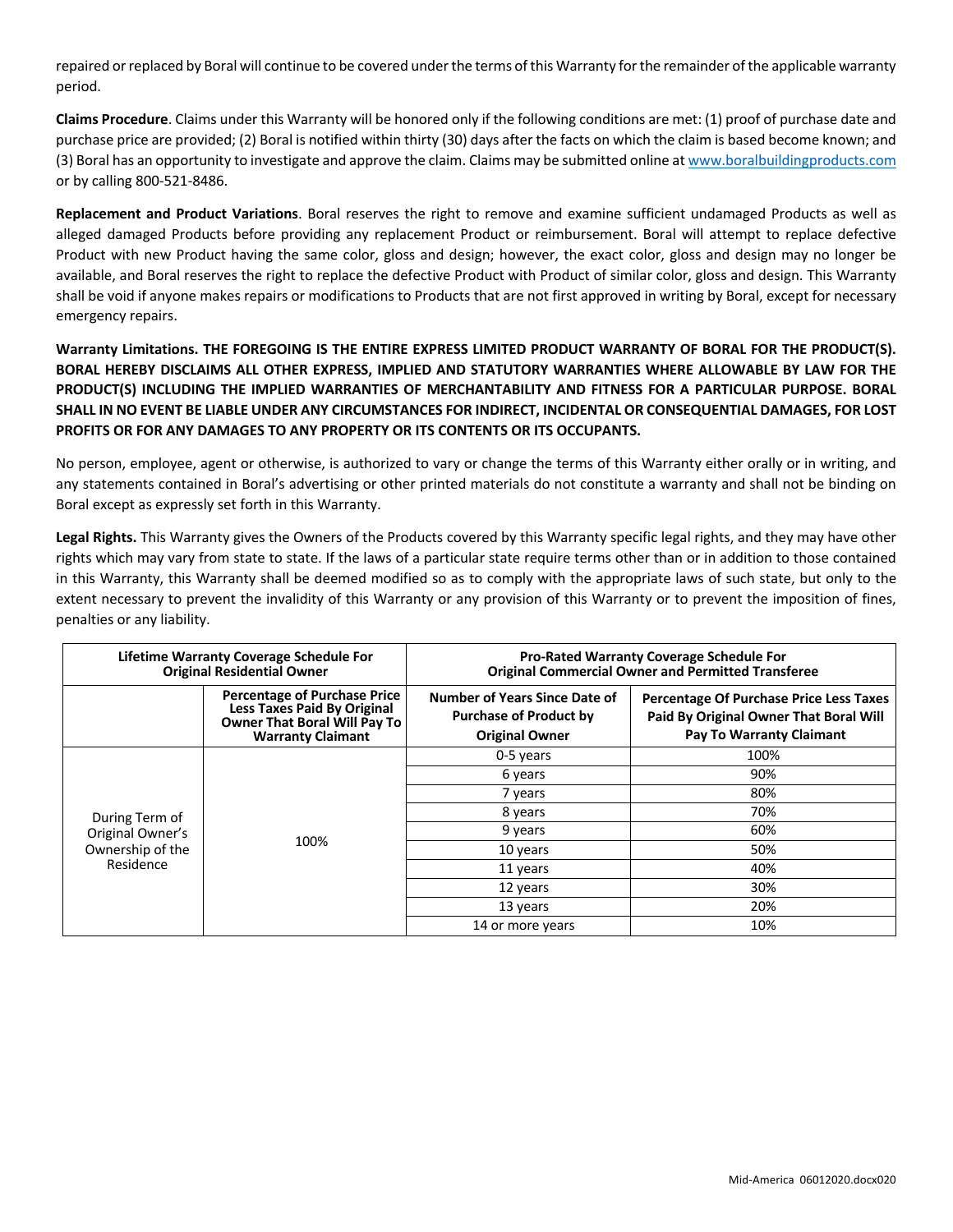repaired or replaced by Boral will continue to be covered under the terms of this Warranty for the remainder of the applicable warranty period.

**Claims Procedure**. Claims under this Warranty will be honored only if the following conditions are met: (1) proof of purchase date and purchase price are provided; (2) Boral is notified within thirty (30) days after the facts on which the claim is based become known; and (3) Boral has an opportunity to investigate and approve the claim. Claims may be submitted online at www.boralbuildingproducts.com or by calling 800-521-8486.

**Replacement and Product Variations**. Boral reserves the right to remove and examine sufficient undamaged Products as well as alleged damaged Products before providing any replacement Product or reimbursement. Boral will attempt to replace defective Product with new Product having the same color, gloss and design; however, the exact color, gloss and design may no longer be available, and Boral reserves the right to replace the defective Product with Product of similar color, gloss and design. This Warranty shall be void if anyone makes repairs or modifications to Products that are not first approved in writing by Boral, except for necessary emergency repairs.

**Warranty Limitations. THE FOREGOING IS THE ENTIRE EXPRESS LIMITED PRODUCT WARRANTY OF BORAL FOR THE PRODUCT(S). BORAL HEREBY DISCLAIMS ALL OTHER EXPRESS, IMPLIED AND STATUTORY WARRANTIES WHERE ALLOWABLE BY LAW FOR THE PRODUCT(S) INCLUDING THE IMPLIED WARRANTIES OF MERCHANTABILITY AND FITNESS FOR A PARTICULAR PURPOSE. BORAL SHALL IN NO EVENT BE LIABLE UNDER ANY CIRCUMSTANCES FOR INDIRECT, INCIDENTAL OR CONSEQUENTIAL DAMAGES, FOR LOST PROFITS OR FOR ANY DAMAGES TO ANY PROPERTY OR ITS CONTENTS OR ITS OCCUPANTS.**

No person, employee, agent or otherwise, is authorized to vary or change the terms of this Warranty either orally or in writing, and any statements contained in Boral's advertising or other printed materials do not constitute a warranty and shall not be binding on Boral except as expressly set forth in this Warranty.

**Legal Rights.** This Warranty gives the Owners of the Products covered by this Warranty specific legal rights, and they may have other rights which may vary from state to state. If the laws of a particular state require terms other than or in addition to those contained in this Warranty, this Warranty shall be deemed modified so as to comply with the appropriate laws of such state, but only to the extent necessary to prevent the invalidity of this Warranty or any provision of this Warranty or to prevent the imposition of fines, penalties or any liability.

| **Lifetime Warranty Coverage Schedule For Original Residential Owner** | | **Pro-Rated Warranty Coverage Schedule For Original Commercial Owner and Permitted Transferee** | |
|---|---|---|---|
| | **Percentage of Purchase Price Less Taxes Paid By Original Owner That Boral Will Pay To Warranty Claimant** | **Number of Years Since Date of Purchase of Product by Original Owner** | **Percentage Of Purchase Price Less Taxes Paid By Original Owner That Boral Will Pay To Warranty Claimant** |
| During Term of Original Owner's Ownership of the Residence | 100% | 0-5 years | 100% |
| | | 6 years | 90% |
| | | 7 years | 80% |
| | | 8 years | 70% |
| | | 9 years | 60% |
| | | 10 years | 50% |
| | | 11 years | 40% |
| | | 12 years | 30% |
| | | 13 years | 20% |
| | | 14 or more years | 10% |

Mid-America 06012020.docx020